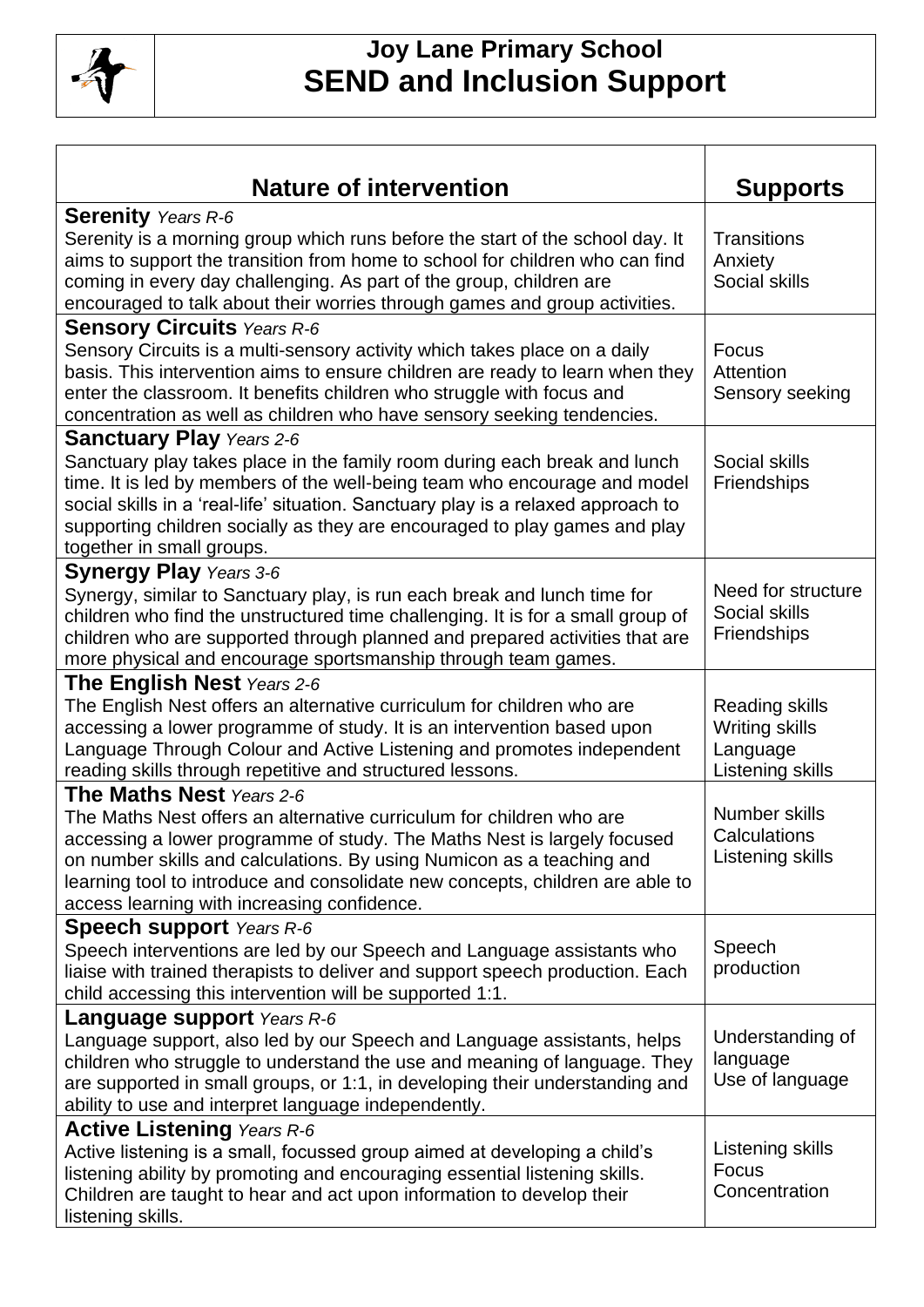# Joy Lane Primary School
# SEND and Inclusion Support

| Nature of intervention | Supports |
|---|---|
| **Serenity** *Years R-6*<br>Serenity is a morning group which runs before the start of the school day. It aims to support the transition from home to school for children who can find coming in every day challenging. As part of the group, children are encouraged to talk about their worries through games and group activities. | Transitions<br>Anxiety<br>Social skills |
| **Sensory Circuits** *Years R-6*<br>Sensory Circuits is a multi-sensory activity which takes place on a daily basis. This intervention aims to ensure children are ready to learn when they enter the classroom. It benefits children who struggle with focus and concentration as well as children who have sensory seeking tendencies. | Focus<br>Attention<br>Sensory seeking |
| **Sanctuary Play** *Years 2-6*<br>Sanctuary play takes place in the family room during each break and lunch time. It is led by members of the well-being team who encourage and model social skills in a 'real-life' situation. Sanctuary play is a relaxed approach to supporting children socially as they are encouraged to play games and play together in small groups. | Social skills<br>Friendships |
| **Synergy Play** *Years 3-6*<br>Synergy, similar to Sanctuary play, is run each break and lunch time for children who find the unstructured time challenging. It is for a small group of children who are supported through planned and prepared activities that are more physical and encourage sportsmanship through team games. | Need for structure<br>Social skills<br>Friendships |
| **The English Nest** *Years 2-6*<br>The English Nest offers an alternative curriculum for children who are accessing a lower programme of study. It is an intervention based upon Language Through Colour and Active Listening and promotes independent reading skills through repetitive and structured lessons. | Reading skills<br>Writing skills<br>Language<br>Listening skills |
| **The Maths Nest** *Years 2-6*<br>The Maths Nest offers an alternative curriculum for children who are accessing a lower programme of study. The Maths Nest is largely focused on number skills and calculations. By using Numicon as a teaching and learning tool to introduce and consolidate new concepts, children are able to access learning with increasing confidence. | Number skills<br>Calculations<br>Listening skills |
| **Speech support** *Years R-6*<br>Speech interventions are led by our Speech and Language assistants who liaise with trained therapists to deliver and support speech production. Each child accessing this intervention will be supported 1:1. | Speech production |
| **Language support** *Years R-6*<br>Language support, also led by our Speech and Language assistants, helps children who struggle to understand the use and meaning of language. They are supported in small groups, or 1:1, in developing their understanding and ability to use and interpret language independently. | Understanding of language<br>Use of language |
| **Active Listening** *Years R-6*<br>Active listening is a small, focussed group aimed at developing a child's listening ability by promoting and encouraging essential listening skills. Children are taught to hear and act upon information to develop their listening skills. | Listening skills<br>Focus<br>Concentration |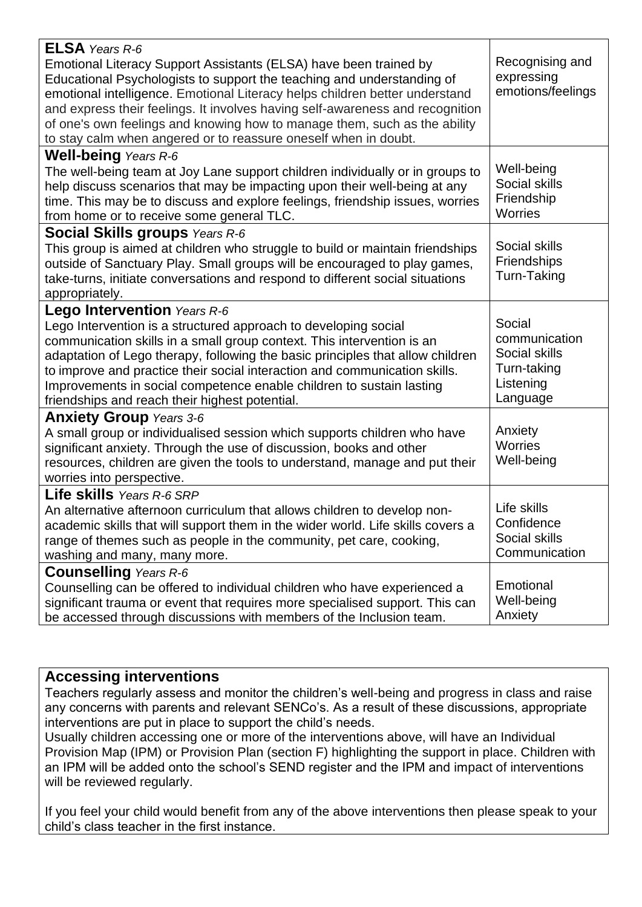| | |
|---|---|
| **ELSA** *Years R-6*<br>Emotional Literacy Support Assistants (ELSA) have been trained by Educational Psychologists to support the teaching and understanding of emotional intelligence. Emotional Literacy helps children better understand and express their feelings. It involves having self-awareness and recognition of one's own feelings and knowing how to manage them, such as the ability to stay calm when angered or to reassure oneself when in doubt. | Recognising and expressing emotions/feelings |
| **Well-being** *Years R-6*<br>The well-being team at Joy Lane support children individually or in groups to help discuss scenarios that may be impacting upon their well-being at any time. This may be to discuss and explore feelings, friendship issues, worries from home or to receive some general TLC. | Well-being<br>Social skills<br>Friendship<br>Worries |
| **Social Skills groups** *Years R-6*<br>This group is aimed at children who struggle to build or maintain friendships outside of Sanctuary Play. Small groups will be encouraged to play games, take-turns, initiate conversations and respond to different social situations appropriately. | Social skills<br>Friendships<br>Turn-Taking |
| **Lego Intervention** *Years R-6*<br>Lego Intervention is a structured approach to developing social communication skills in a small group context. This intervention is an adaptation of Lego therapy, following the basic principles that allow children to improve and practice their social interaction and communication skills. Improvements in social competence enable children to sustain lasting friendships and reach their highest potential. | Social communication<br>Social skills<br>Turn-taking<br>Listening<br>Language |
| **Anxiety Group** *Years 3-6*<br>A small group or individualised session which supports children who have significant anxiety. Through the use of discussion, books and other resources, children are given the tools to understand, manage and put their worries into perspective. | Anxiety<br>Worries<br>Well-being |
| **Life skills** *Years R-6 SRP*<br>An alternative afternoon curriculum that allows children to develop non-academic skills that will support them in the wider world. Life skills covers a range of themes such as people in the community, pet care, cooking, washing and many, many more. | Life skills<br>Confidence<br>Social skills<br>Communication |
| **Counselling** *Years R-6*<br>Counselling can be offered to individual children who have experienced a significant trauma or event that requires more specialised support. This can be accessed through discussions with members of the Inclusion team. | Emotional<br>Well-being<br>Anxiety |

**Accessing interventions**

Teachers regularly assess and monitor the children's well-being and progress in class and raise any concerns with parents and relevant SENCo's. As a result of these discussions, appropriate interventions are put in place to support the child's needs.

Usually children accessing one or more of the interventions above, will have an Individual Provision Map (IPM) or Provision Plan (section F) highlighting the support in place. Children with an IPM will be added onto the school's SEND register and the IPM and impact of interventions will be reviewed regularly.

If you feel your child would benefit from any of the above interventions then please speak to your child's class teacher in the first instance.